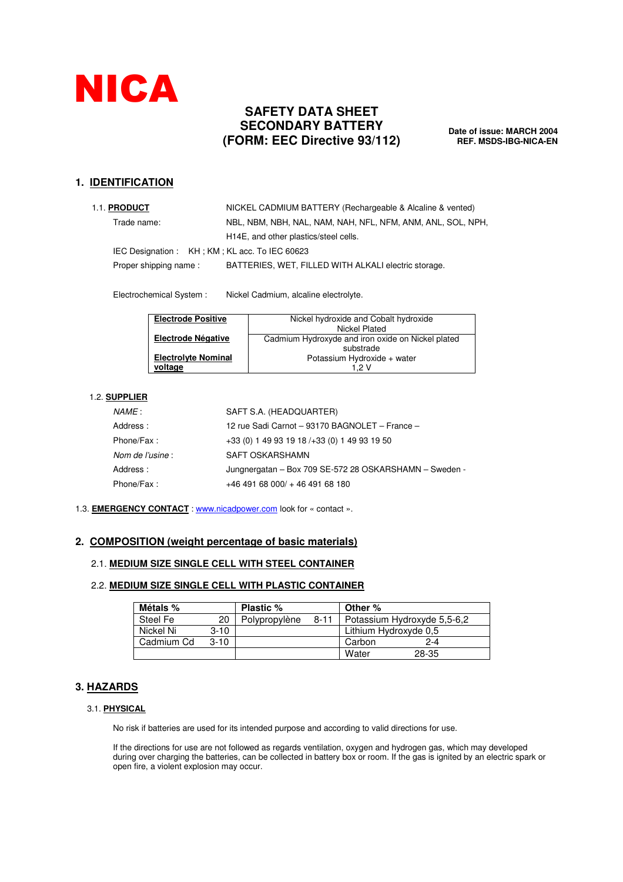# NICA

**SAFETY DATA SHEET**
**SECONDARY BATTERY**
**(FORM: EEC Directive 93/112)**

**Date of issue: MARCH 2004**
**REF. MSDS-IBG-NICA-EN**

## 1. IDENTIFICATION

1.1. **PRODUCT** NICKEL CADMIUM BATTERY (Rechargeable & Alcaline & vented)

Trade name: NBL, NBM, NBH, NAL, NAM, NAH, NFL, NFM, ANM, ANL, SOL, NPH, H14E, and other plastics/steel cells.

IEC Designation : KH ; KM ; KL acc. To IEC 60623

Proper shipping name : BATTERIES, WET, FILLED WITH ALKALI electric storage.

Electrochemical System : Nickel Cadmium, alcaline electrolyte.

| | |
|---|---|
| **Electrode Positive** | Nickel hydroxide and Cobalt hydroxide<br>Nickel Plated |
| **Electrode Négative** | Cadmium Hydroxyde and iron oxide on Nickel plated substrade |
| **Electrolyte Nominal voltage** | Potassium Hydroxide + water<br>1,2 V |

1.2. **SUPPLIER**

*NAME* : SAFT S.A. (HEADQUARTER)

Address : 12 rue Sadi Carnot – 93170 BAGNOLET – France –

Phone/Fax : +33 (0) 1 49 93 19 18 /+33 (0) 1 49 93 19 50

*Nom de l'usine* : SAFT OSKARSHAMN

Address : Jungnergatan – Box 709 SE-572 28 OSKARSHAMN – Sweden -

Phone/Fax : +46 491 68 000/ + 46 491 68 180

1.3. **EMERGENCY CONTACT** : www.nicadpower.com look for « contact ».

## 2. COMPOSITION (weight percentage of basic materials)

### 2.1. MEDIUM SIZE SINGLE CELL WITH STEEL CONTAINER

### 2.2. MEDIUM SIZE SINGLE CELL WITH PLASTIC CONTAINER

| Métals % | | Plastic % | | Other % | |
|---|---|---|---|---|---|
| Steel Fe | 20 | Polypropylène | 8-11 | Potassium Hydroxyde | 5,5-6,2 |
| Nickel Ni | 3-10 | | | Lithium Hydroxyde | 0,5 |
| Cadmium Cd | 3-10 | | | Carbon | 2-4 |
| | | | | Water | 28-35 |

## 3. HAZARDS

3.1. **PHYSICAL**

No risk if batteries are used for its intended purpose and according to valid directions for use.

If the directions for use are not followed as regards ventilation, oxygen and hydrogen gas, which may developed during over charging the batteries, can be collected in battery box or room. If the gas is ignited by an electric spark or open fire, a violent explosion may occur.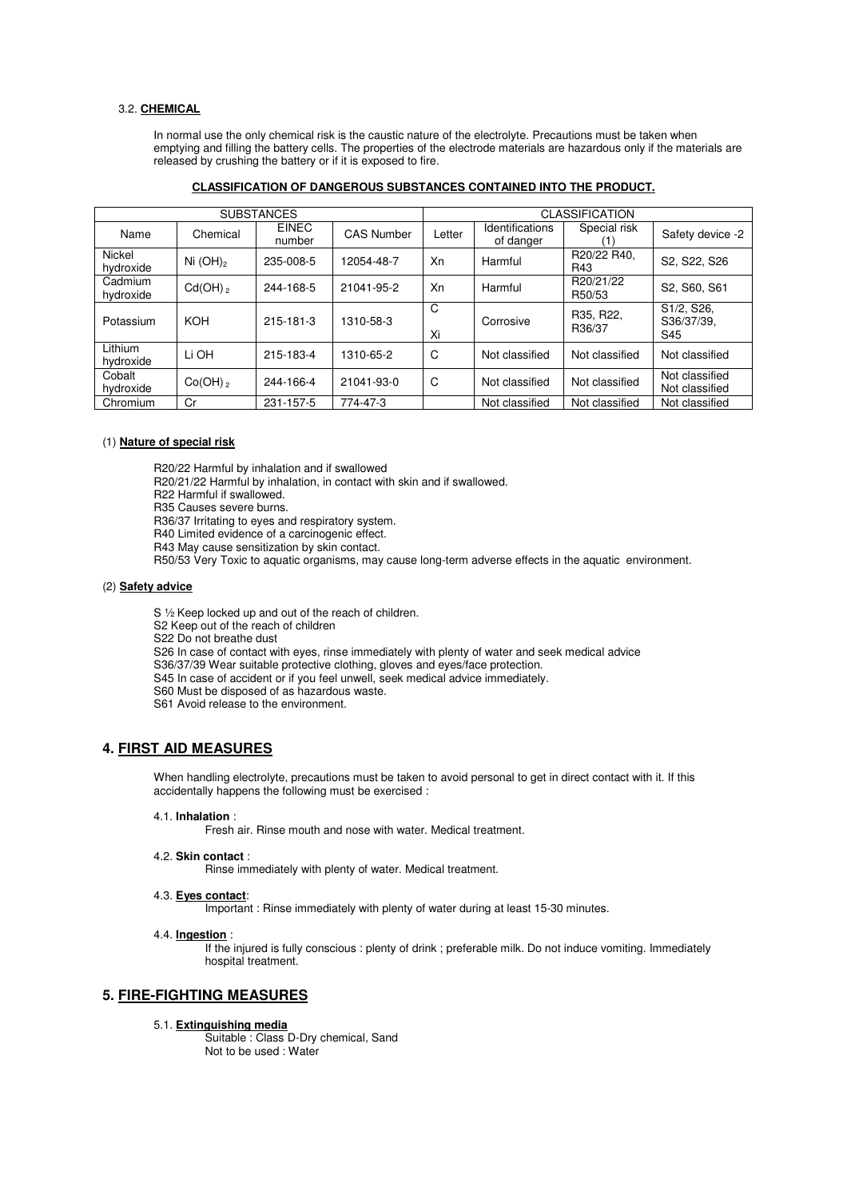### 3.2. **CHEMICAL**

In normal use the only chemical risk is the caustic nature of the electrolyte. Precautions must be taken when emptying and filling the battery cells. The properties of the electrode materials are hazardous only if the materials are released by crushing the battery or if it is exposed to fire.

**CLASSIFICATION OF DANGEROUS SUBSTANCES CONTAINED INTO THE PRODUCT.**

| SUBSTANCES | | | | CLASSIFICATION | | | |
|---|---|---|---|---|---|---|---|
| Name | Chemical | EINEC number | CAS Number | Letter | Identifications of danger | Special risk (1) | Safety device -2 |
| Nickel hydroxide | Ni $(OH)_2$ | 235-008-5 | 12054-48-7 | Xn | Harmful | R20/22 R40, R43 | S2, S22, S26 |
| Cadmium hydroxide | $Cd(OH)_2$ | 244-168-5 | 21041-95-2 | Xn | Harmful | R20/21/22 R50/53 | S2, S60, S61 |
| Potassium | KOH | 215-181-3 | 1310-58-3 | C Xi | Corrosive | R35, R22, R36/37 | S1/2, S26, S36/37/39, S45 |
| Lithium hydroxide | Li OH | 215-183-4 | 1310-65-2 | C | Not classified | Not classified | Not classified |
| Cobalt hydroxide | $Co(OH)_2$ | 244-166-4 | 21041-93-0 | C | Not classified | Not classified | Not classified Not classified |
| Chromium | Cr | 231-157-5 | 774-47-3 | | Not classified | Not classified | Not classified |

(1) **Nature of special risk**

R20/22 Harmful by inhalation and if swallowed
R20/21/22 Harmful by inhalation, in contact with skin and if swallowed.
R22 Harmful if swallowed.
R35 Causes severe burns.
R36/37 Irritating to eyes and respiratory system.
R40 Limited evidence of a carcinogenic effect.
R43 May cause sensitization by skin contact.
R50/53 Very Toxic to aquatic organisms, may cause long-term adverse effects in the aquatic environment.

(2) **Safety advice**

S ½ Keep locked up and out of the reach of children.
S2 Keep out of the reach of children
S22 Do not breathe dust
S26 In case of contact with eyes, rinse immediately with plenty of water and seek medical advice
S36/37/39 Wear suitable protective clothing, gloves and eyes/face protection.
S45 In case of accident or if you feel unwell, seek medical advice immediately.
S60 Must be disposed of as hazardous waste.
S61 Avoid release to the environment.

## 4. FIRST AID MEASURES

When handling electrolyte, precautions must be taken to avoid personal to get in direct contact with it. If this accidentally happens the following must be exercised :

4.1. **Inhalation** :
Fresh air. Rinse mouth and nose with water. Medical treatment.

4.2. **Skin contact** :
Rinse immediately with plenty of water. Medical treatment.

4.3. **Eyes contact**:
Important : Rinse immediately with plenty of water during at least 15-30 minutes.

4.4. **Ingestion** :
If the injured is fully conscious : plenty of drink ; preferable milk. Do not induce vomiting. Immediately hospital treatment.

## 5. FIRE-FIGHTING MEASURES

5.1. **Extinguishing media**
Suitable : Class D-Dry chemical, Sand
Not to be used : Water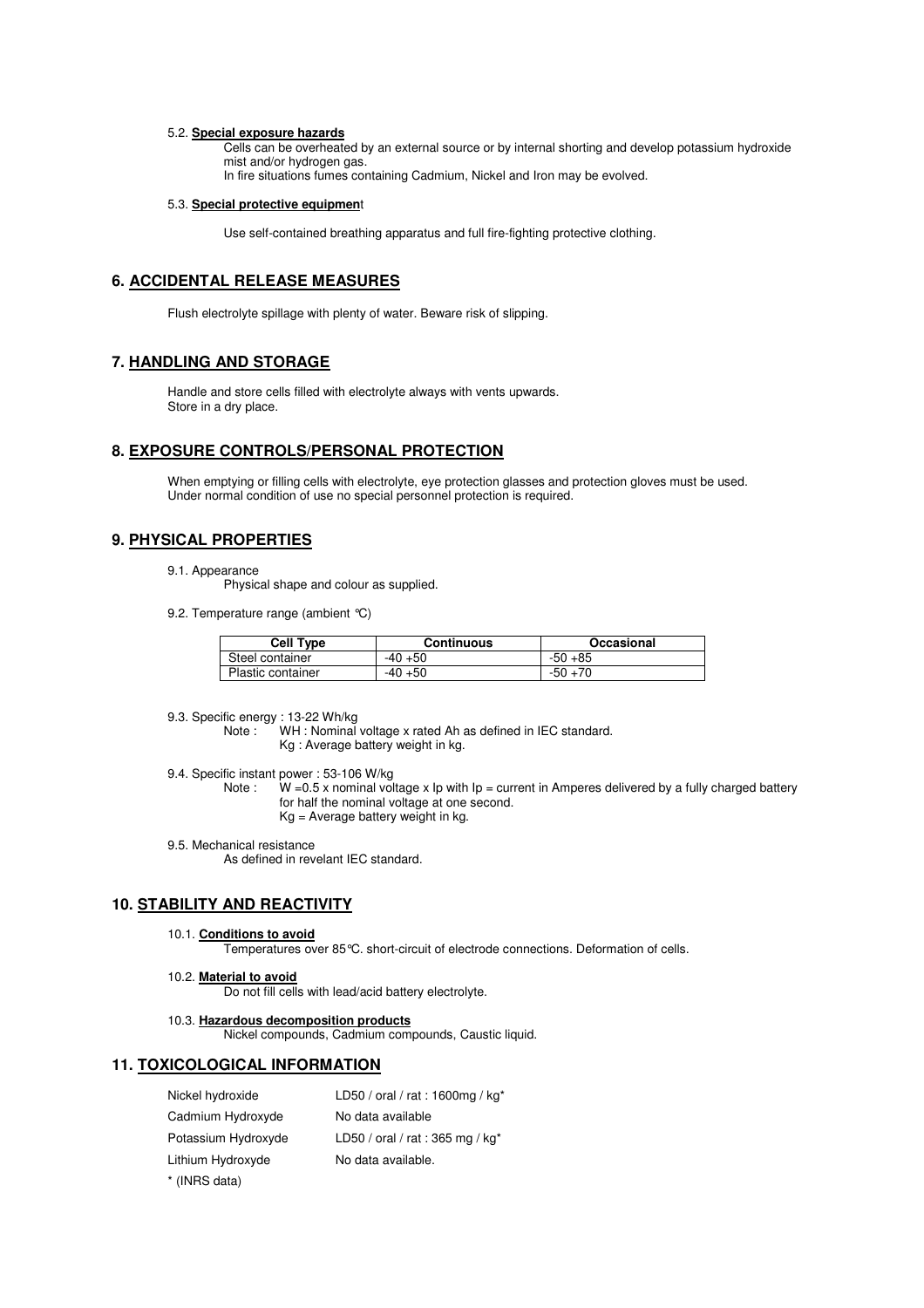5.2. **Special exposure hazards**

Cells can be overheated by an external source or by internal shorting and develop potassium hydroxide mist and/or hydrogen gas.
In fire situations fumes containing Cadmium, Nickel and Iron may be evolved.

5.3. **Special protective equipmen**t

Use self-contained breathing apparatus and full fire-fighting protective clothing.

## 6. ACCIDENTAL RELEASE MEASURES

Flush electrolyte spillage with plenty of water. Beware risk of slipping.

## 7. HANDLING AND STORAGE

Handle and store cells filled with electrolyte always with vents upwards.
Store in a dry place.

## 8. EXPOSURE CONTROLS/PERSONAL PROTECTION

When emptying or filling cells with electrolyte, eye protection glasses and protection gloves must be used.
Under normal condition of use no special personnel protection is required.

## 9. PHYSICAL PROPERTIES

9.1. Appearance

Physical shape and colour as supplied.

9.2. Temperature range (ambient °C)

| Cell Type | Continuous | Occasional |
|---|---|---|
| Steel container | -40 +50 | -50 +85 |
| Plastic container | -40 +50 | -50 +70 |

9.3. Specific energy : 13-22 Wh/kg

Note : WH : Nominal voltage x rated Ah as defined in IEC standard.
Kg : Average battery weight in kg.

9.4. Specific instant power : 53-106 W/kg

Note : W =0.5 x nominal voltage x Ip with Ip = current in Amperes delivered by a fully charged battery for half the nominal voltage at one second.
Kg = Average battery weight in kg.

9.5. Mechanical resistance

As defined in revelant IEC standard.

## 10. STABILITY AND REACTIVITY

10.1. **Conditions to avoid**

Temperatures over 85°C. short-circuit of electrode connections. Deformation of cells.

10.2. **Material to avoid**

Do not fill cells with lead/acid battery electrolyte.

10.3. **Hazardous decomposition products**

Nickel compounds, Cadmium compounds, Caustic liquid.

## 11. TOXICOLOGICAL INFORMATION

| | |
|---|---|
| Nickel hydroxide | LD50 / oral / rat : 1600mg / kg* |
| Cadmium Hydroxyde | No data available |
| Potassium Hydroxyde | LD50 / oral / rat : 365 mg / kg* |
| Lithium Hydroxyde | No data available. |

* (INRS data)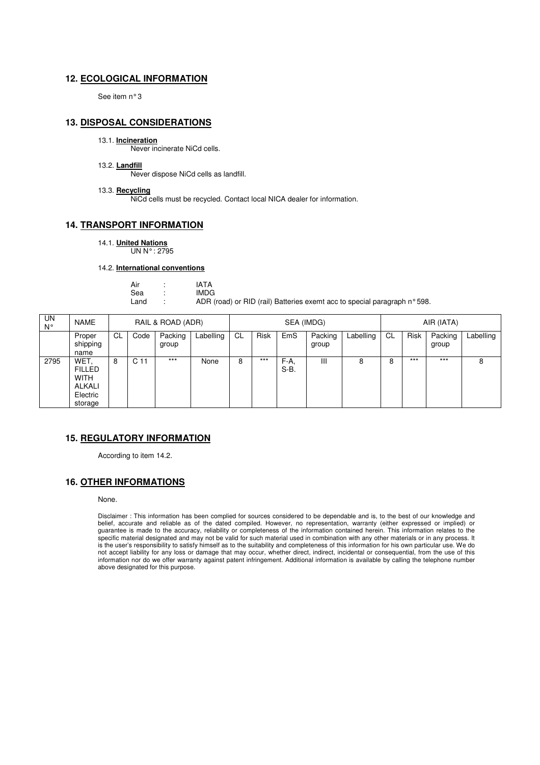## 12. ECOLOGICAL INFORMATION

See item n° 3

## 13. DISPOSAL CONSIDERATIONS

### 13.1. Incineration

Never incinerate NiCd cells.

### 13.2. Landfill

Never dispose NiCd cells as landfill.

### 13.3. Recycling

NiCd cells must be recycled. Contact local NICA dealer for information.

## 14. TRANSPORT INFORMATION

### 14.1. United Nations

UN N° : 2795

### 14.2. International conventions

| | | |
|---|---|---|
| Air | : | IATA |
| Sea | : | IMDG |
| Land | : | ADR (road) or RID (rail) Batteries exemt acc to special paragraph n° 598. |

| UN N° | NAME | RAIL & ROAD (ADR) | | | | SEA (IMDG) | | | | | AIR (IATA) | | | |
|---|---|---|---|---|---|---|---|---|---|---|---|---|---|---|
| | Proper shipping name | CL | Code | Packing group | Labelling | CL | Risk | EmS | Packing group | Labelling | CL | Risk | Packing group | Labelling |
| 2795 | WET, FILLED WITH ALKALI Electric storage | 8 | C 11 | *** | None | 8 | *** | F-A, S-B. | III | 8 | 8 | *** | *** | 8 |

## 15. REGULATORY INFORMATION

According to item 14.2.

## 16. OTHER INFORMATIONS

None.

Disclaimer : This information has been complied for sources considered to be dependable and is, to the best of our knowledge and belief, accurate and reliable as of the dated compiled. However, no representation, warranty (either expressed or implied) or guarantee is made to the accuracy, reliability or completeness of the information contained herein. This information relates to the specific material designated and may not be valid for such material used in combination with any other materials or in any process. It is the user's responsibility to satisfy himself as to the suitability and completeness of this information for his own particular use. We do not accept liability for any loss or damage that may occur, whether direct, indirect, incidental or consequential, from the use of this information nor do we offer warranty against patent infringement. Additional information is available by calling the telephone number above designated for this purpose.